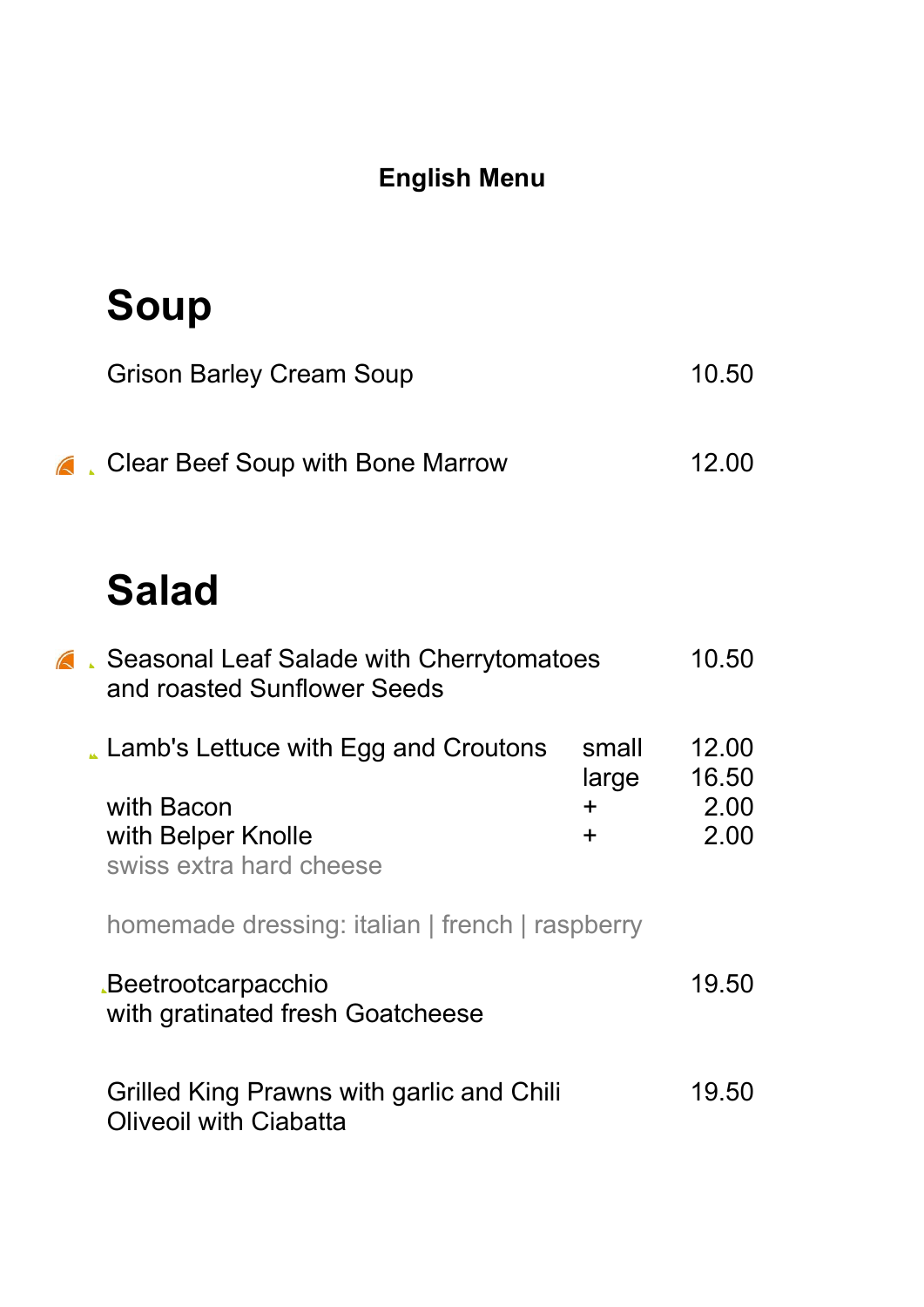**English Menu**

# Soup

| | |
|---|---|
| Grison Barley Cream Soup | 10.50 |
| Clear Beef Soup with Bone Marrow | 12.00 |

# Salad

| | | |
|---|---|---|
| Seasonal Leaf Salade with Cherrytomatoes and roasted Sunflower Seeds | | 10.50 |
| Lamb's Lettuce with Egg and Croutons | small | 12.00 |
| | large | 16.50 |
| with Bacon | + | 2.00 |
| with Belper Knolle | + | 2.00 |
| swiss extra hard cheese | | |

homemade dressing: italian | french | raspberry

| | |
|---|---|
| Beetrootcarpacchio with gratinated fresh Goatcheese | 19.50 |
| Grilled King Prawns with garlic and Chili Oliveoil with Ciabatta | 19.50 |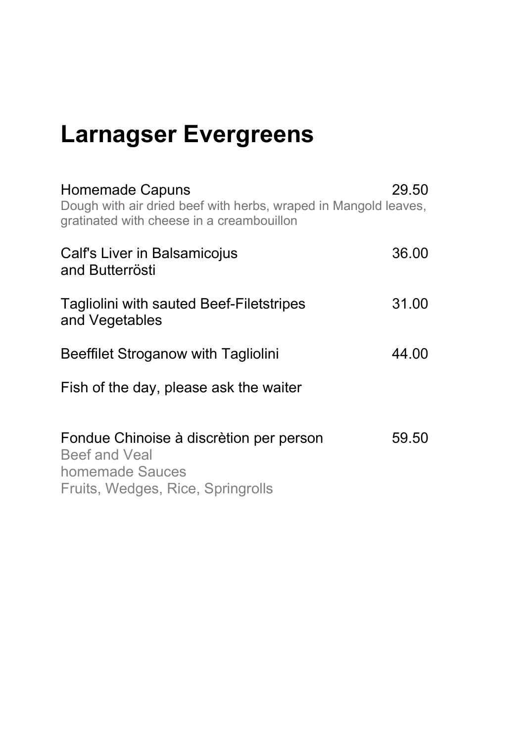# Larnagser Evergreens

Homemade Capuns 29.50
Dough with air dried beef with herbs, wraped in Mangold leaves, gratinated with cheese in a creambouillon

Calf's Liver in Balsamicojus and Butterrösti 36.00

Tagliolini with sauted Beef-Filetstripes and Vegetables 31.00

Beeffilet Stroganow with Tagliolini 44.00

Fish of the day, please ask the waiter

Fondue Chinoise à discrètion per person 59.50
Beef and Veal
homemade Sauces
Fruits, Wedges, Rice, Springrolls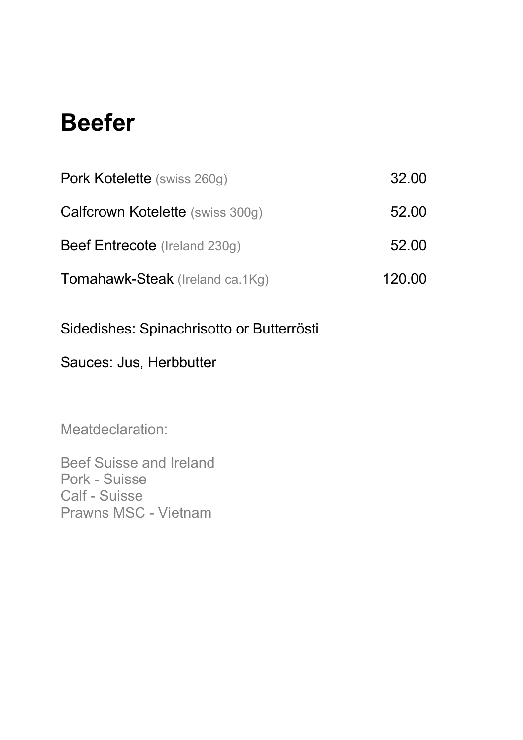# Beefer

| | |
|---|---:|
| Pork Kotelette (swiss 260g) | 32.00 |
| Calfcrown Kotelette (swiss 300g) | 52.00 |
| Beef Entrecote (Ireland 230g) | 52.00 |
| Tomahawk-Steak (Ireland ca.1Kg) | 120.00 |

Sidedishes: Spinachrisotto or Butterrösti

Sauces: Jus, Herbbutter

Meatdeclaration:

Beef Suisse and Ireland
Pork - Suisse
Calf - Suisse
Prawns MSC - Vietnam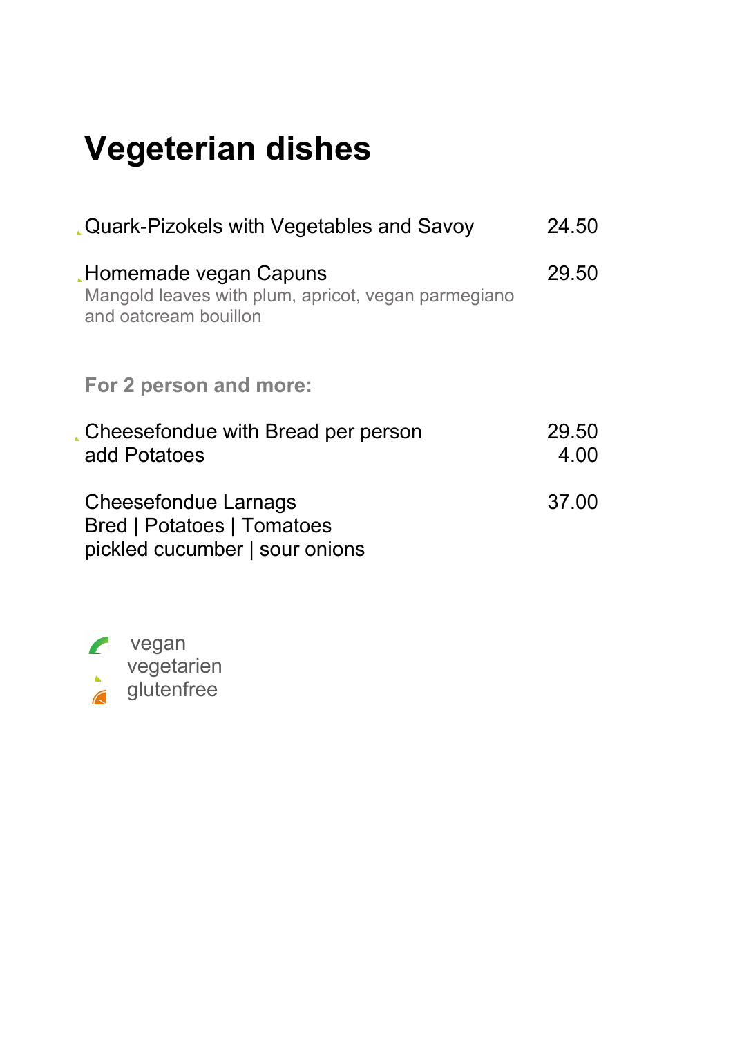# Vegeterian dishes

| | |
|---|---|
| Quark-Pizokels with Vegetables and Savoy | 24.50 |
| Homemade vegan Capuns<br>Mangold leaves with plum, apricot, vegan parmegiano and oatcream bouillon | 29.50 |

**For 2 person and more:**

| | |
|---|---|
| Cheesefondue with Bread per person | 29.50 |
| add Potatoes | 4.00 |
| Cheesefondue Larnags<br>Bred \| Potatoes \| Tomatoes<br>pickled cucumber \| sour onions | 37.00 |

vegan
vegetarien
glutenfree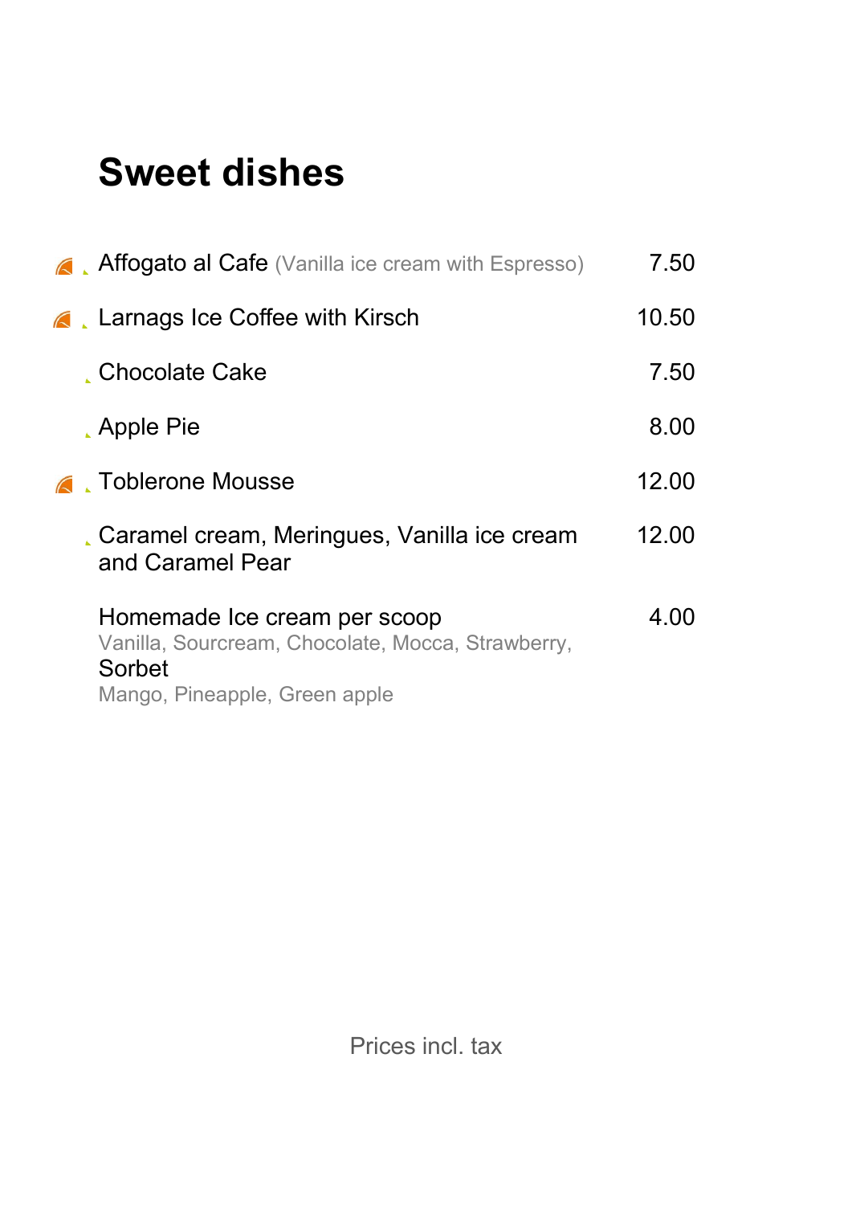# Sweet dishes

| | |
|---|---|
| Affogato al Cafe (Vanilla ice cream with Espresso) | 7.50 |
| Larnags Ice Coffee with Kirsch | 10.50 |
| Chocolate Cake | 7.50 |
| Apple Pie | 8.00 |
| Toblerone Mousse | 12.00 |
| Caramel cream, Meringues, Vanilla ice cream and Caramel Pear | 12.00 |
| Homemade Ice cream per scoop<br>Vanilla, Sourcream, Chocolate, Mocca, Strawberry,<br>Sorbet<br>Mango, Pineapple, Green apple | 4.00 |

Prices incl. tax